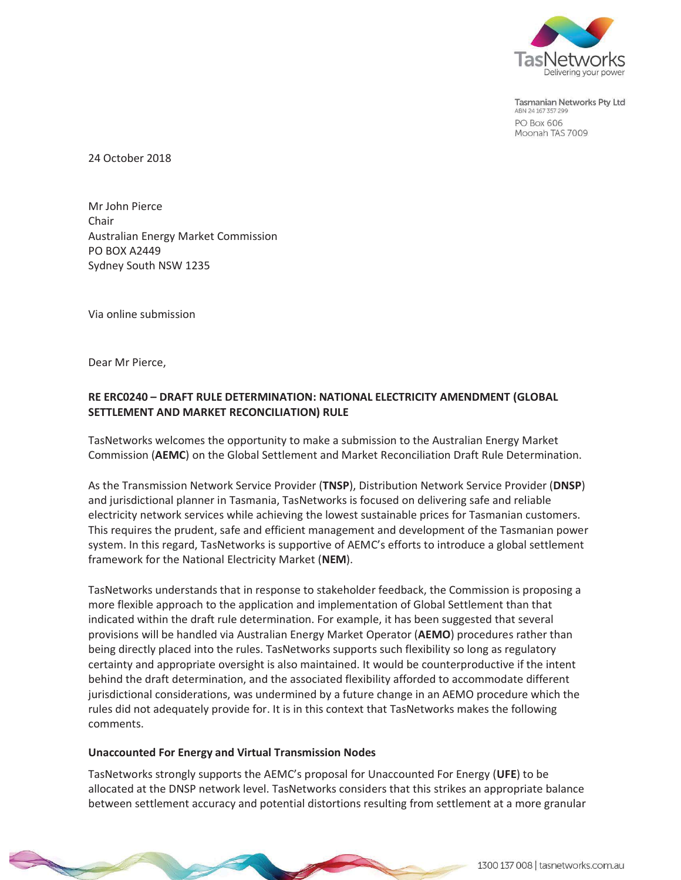Tasmanian Networks Pty Ltd
ABN 24 167 357 299
PO Box 606
Moonah TAS 7009

24 October 2018

Mr John Pierce
Chair
Australian Energy Market Commission
PO BOX A2449
Sydney South NSW 1235

Via online submission

Dear Mr Pierce,

**RE ERC0240 – DRAFT RULE DETERMINATION: NATIONAL ELECTRICITY AMENDMENT (GLOBAL SETTLEMENT AND MARKET RECONCILIATION) RULE**

TasNetworks welcomes the opportunity to make a submission to the Australian Energy Market Commission (**AEMC**) on the Global Settlement and Market Reconciliation Draft Rule Determination.

As the Transmission Network Service Provider (**TNSP**), Distribution Network Service Provider (**DNSP**) and jurisdictional planner in Tasmania, TasNetworks is focused on delivering safe and reliable electricity network services while achieving the lowest sustainable prices for Tasmanian customers. This requires the prudent, safe and efficient management and development of the Tasmanian power system. In this regard, TasNetworks is supportive of AEMC's efforts to introduce a global settlement framework for the National Electricity Market (**NEM**).

TasNetworks understands that in response to stakeholder feedback, the Commission is proposing a more flexible approach to the application and implementation of Global Settlement than that indicated within the draft rule determination. For example, it has been suggested that several provisions will be handled via Australian Energy Market Operator (**AEMO**) procedures rather than being directly placed into the rules. TasNetworks supports such flexibility so long as regulatory certainty and appropriate oversight is also maintained. It would be counterproductive if the intent behind the draft determination, and the associated flexibility afforded to accommodate different jurisdictional considerations, was undermined by a future change in an AEMO procedure which the rules did not adequately provide for. It is in this context that TasNetworks makes the following comments.

**Unaccounted For Energy and Virtual Transmission Nodes**

TasNetworks strongly supports the AEMC's proposal for Unaccounted For Energy (**UFE**) to be allocated at the DNSP network level. TasNetworks considers that this strikes an appropriate balance between settlement accuracy and potential distortions resulting from settlement at a more granular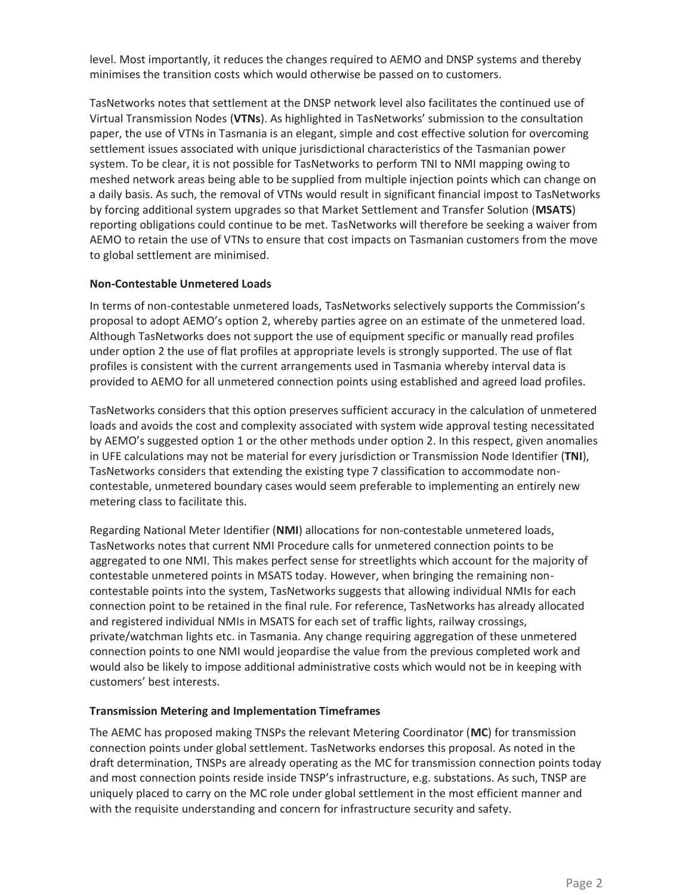level. Most importantly, it reduces the changes required to AEMO and DNSP systems and thereby minimises the transition costs which would otherwise be passed on to customers.

TasNetworks notes that settlement at the DNSP network level also facilitates the continued use of Virtual Transmission Nodes (**VTNs**). As highlighted in TasNetworks' submission to the consultation paper, the use of VTNs in Tasmania is an elegant, simple and cost effective solution for overcoming settlement issues associated with unique jurisdictional characteristics of the Tasmanian power system. To be clear, it is not possible for TasNetworks to perform TNI to NMI mapping owing to meshed network areas being able to be supplied from multiple injection points which can change on a daily basis. As such, the removal of VTNs would result in significant financial impost to TasNetworks by forcing additional system upgrades so that Market Settlement and Transfer Solution (**MSATS**) reporting obligations could continue to be met. TasNetworks will therefore be seeking a waiver from AEMO to retain the use of VTNs to ensure that cost impacts on Tasmanian customers from the move to global settlement are minimised.

**Non-Contestable Unmetered Loads**

In terms of non-contestable unmetered loads, TasNetworks selectively supports the Commission's proposal to adopt AEMO's option 2, whereby parties agree on an estimate of the unmetered load. Although TasNetworks does not support the use of equipment specific or manually read profiles under option 2 the use of flat profiles at appropriate levels is strongly supported. The use of flat profiles is consistent with the current arrangements used in Tasmania whereby interval data is provided to AEMO for all unmetered connection points using established and agreed load profiles.

TasNetworks considers that this option preserves sufficient accuracy in the calculation of unmetered loads and avoids the cost and complexity associated with system wide approval testing necessitated by AEMO's suggested option 1 or the other methods under option 2. In this respect, given anomalies in UFE calculations may not be material for every jurisdiction or Transmission Node Identifier (**TNI**), TasNetworks considers that extending the existing type 7 classification to accommodate non-contestable, unmetered boundary cases would seem preferable to implementing an entirely new metering class to facilitate this.

Regarding National Meter Identifier (**NMI**) allocations for non-contestable unmetered loads, TasNetworks notes that current NMI Procedure calls for unmetered connection points to be aggregated to one NMI. This makes perfect sense for streetlights which account for the majority of contestable unmetered points in MSATS today. However, when bringing the remaining non-contestable points into the system, TasNetworks suggests that allowing individual NMIs for each connection point to be retained in the final rule. For reference, TasNetworks has already allocated and registered individual NMIs in MSATS for each set of traffic lights, railway crossings, private/watchman lights etc. in Tasmania. Any change requiring aggregation of these unmetered connection points to one NMI would jeopardise the value from the previous completed work and would also be likely to impose additional administrative costs which would not be in keeping with customers' best interests.

**Transmission Metering and Implementation Timeframes**

The AEMC has proposed making TNSPs the relevant Metering Coordinator (**MC**) for transmission connection points under global settlement. TasNetworks endorses this proposal. As noted in the draft determination, TNSPs are already operating as the MC for transmission connection points today and most connection points reside inside TNSP's infrastructure, e.g. substations. As such, TNSP are uniquely placed to carry on the MC role under global settlement in the most efficient manner and with the requisite understanding and concern for infrastructure security and safety.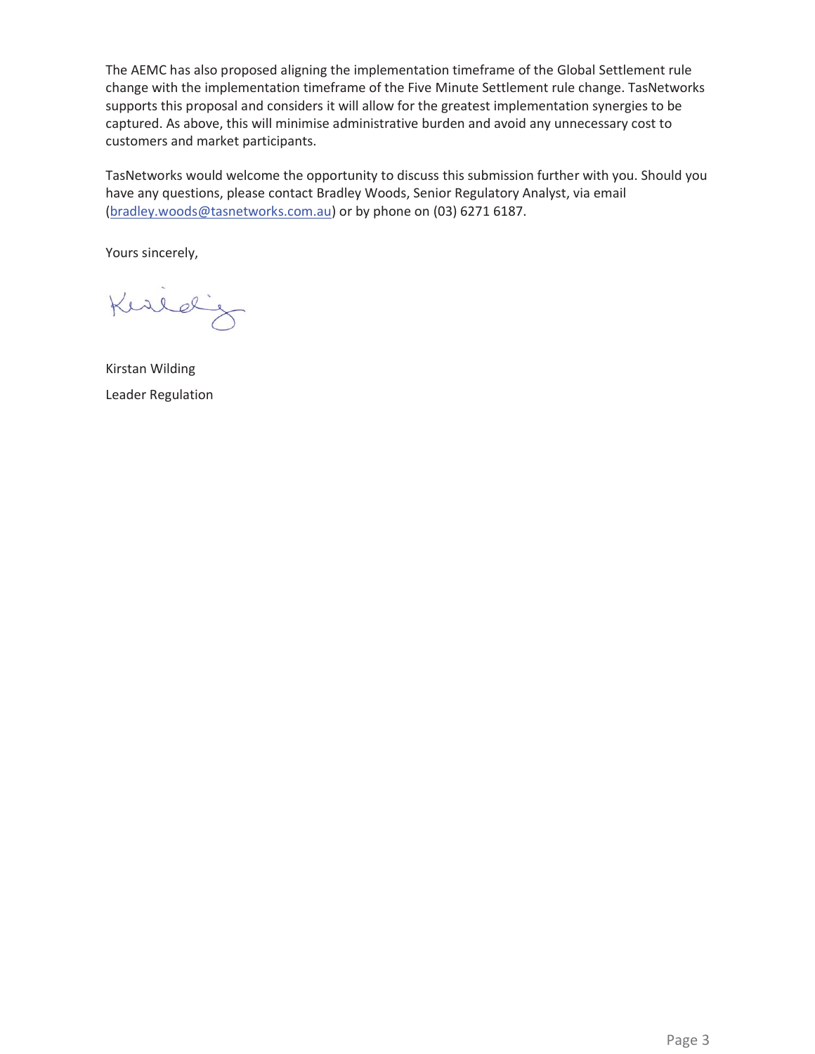The AEMC has also proposed aligning the implementation timeframe of the Global Settlement rule change with the implementation timeframe of the Five Minute Settlement rule change. TasNetworks supports this proposal and considers it will allow for the greatest implementation synergies to be captured. As above, this will minimise administrative burden and avoid any unnecessary cost to customers and market participants.

TasNetworks would welcome the opportunity to discuss this submission further with you. Should you have any questions, please contact Bradley Woods, Senior Regulatory Analyst, via email (bradley.woods@tasnetworks.com.au) or by phone on (03) 6271 6187.

Yours sincerely,

Kirstan Wilding

Leader Regulation